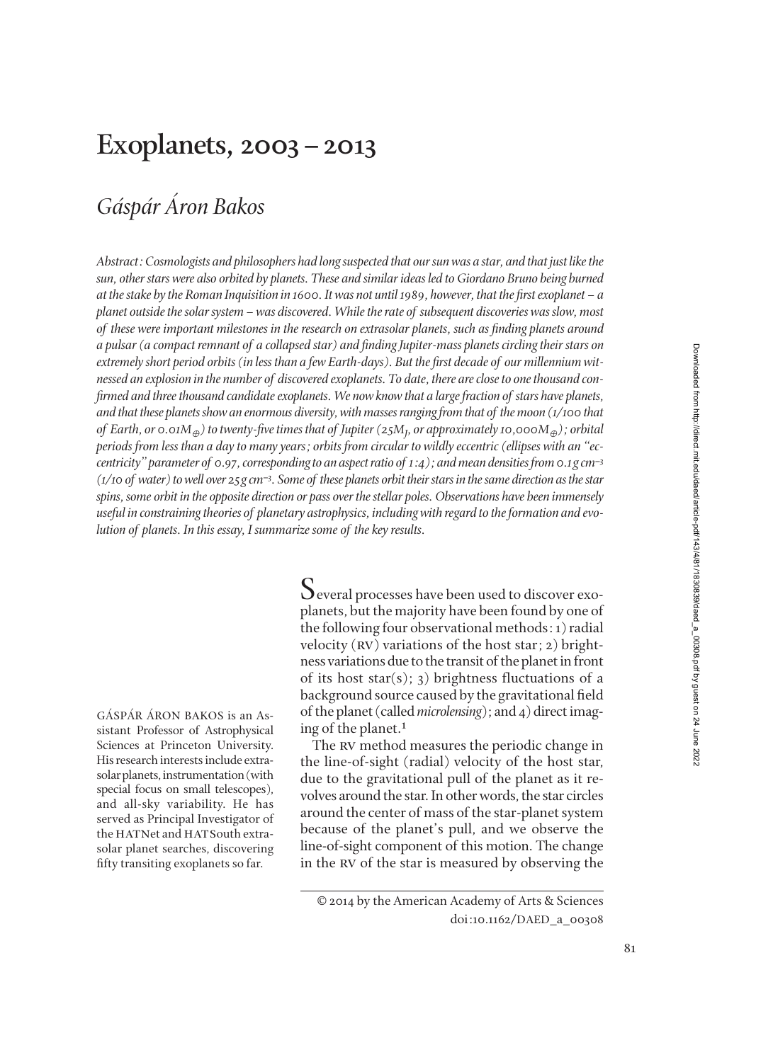# Exoplanets, 2003 – 2013

## *Gáspár Áron Bakos*

*Abstract: Cosmologists and philosophers had long suspected that our sun was a star, and that just like the sun, other stars were also orbited by planets. These and similar ideas led to Giordano Bruno being burned at the stake by the Roman Inquisition in 1600. It was not until 1989, however, that the first exoplanet – a planet outside the solar system – was discovered. While the rate of subsequent discoveries was slow, most of these were important milestones in the research on extrasolar planets, such as finding planets around a pulsar (a compact remnant of a collapsed star) and finding Jupiter-mass planets circling their stars on extremely short period orbits (in less than a few Earth-days). But the first decade of our millennium witnessed an explosion in the number of discovered exoplanets. To date, there are close to one thousand confirmed and three thousand candidate exoplanets. We now know that a large fraction of stars have planets, and that these planets show an enormous diversity, with masses ranging from that of the moon (1/100 that of Earth, or 0.01$M_\oplus$) to twenty-five times that of Jupiter (25$M_J$, or approximately 10,000$M_\oplus$); orbital periods from less than a day to many years; orbits from circular to wildly eccentric (ellipses with an "eccentricity" parameter of 0.97, corresponding to an aspect ratio of 1:4); and mean densities from 0.1 g cm$^{-3}$ (1/10 of water) to well over 25 g cm$^{-3}$. Some of these planets orbit their stars in the same direction as the star spins, some orbit in the opposite direction or pass over the stellar poles. Observations have been immensely useful in constraining theories of planetary astrophysics, including with regard to the formation and evolution of planets. In this essay, I summarize some of the key results.*

GÁSPÁR ÁRON BAKOS is an Assistant Professor of Astrophysical Sciences at Princeton University. His research interests include extrasolar planets, instrumentation (with special focus on small telescopes), and all-sky variability. He has served as Principal Investigator of the HATNet and HATSouth extrasolar planet searches, discovering fifty transiting exoplanets so far.

Several processes have been used to discover exoplanets, but the majority have been found by one of the following four observational methods: 1) radial velocity (RV) variations of the host star; 2) brightness variations due to the transit of the planet in front of its host star(s); 3) brightness fluctuations of a background source caused by the gravitational field of the planet (called *microlensing*); and 4) direct imaging of the planet.[1]

The RV method measures the periodic change in the line-of-sight (radial) velocity of the host star, due to the gravitational pull of the planet as it revolves around the star. In other words, the star circles around the center of mass of the star-planet system because of the planet's pull, and we observe the line-of-sight component of this motion. The change in the RV of the star is measured by observing the

© 2014 by the American Academy of Arts & Sciences
doi:10.1162/DAED_a_00308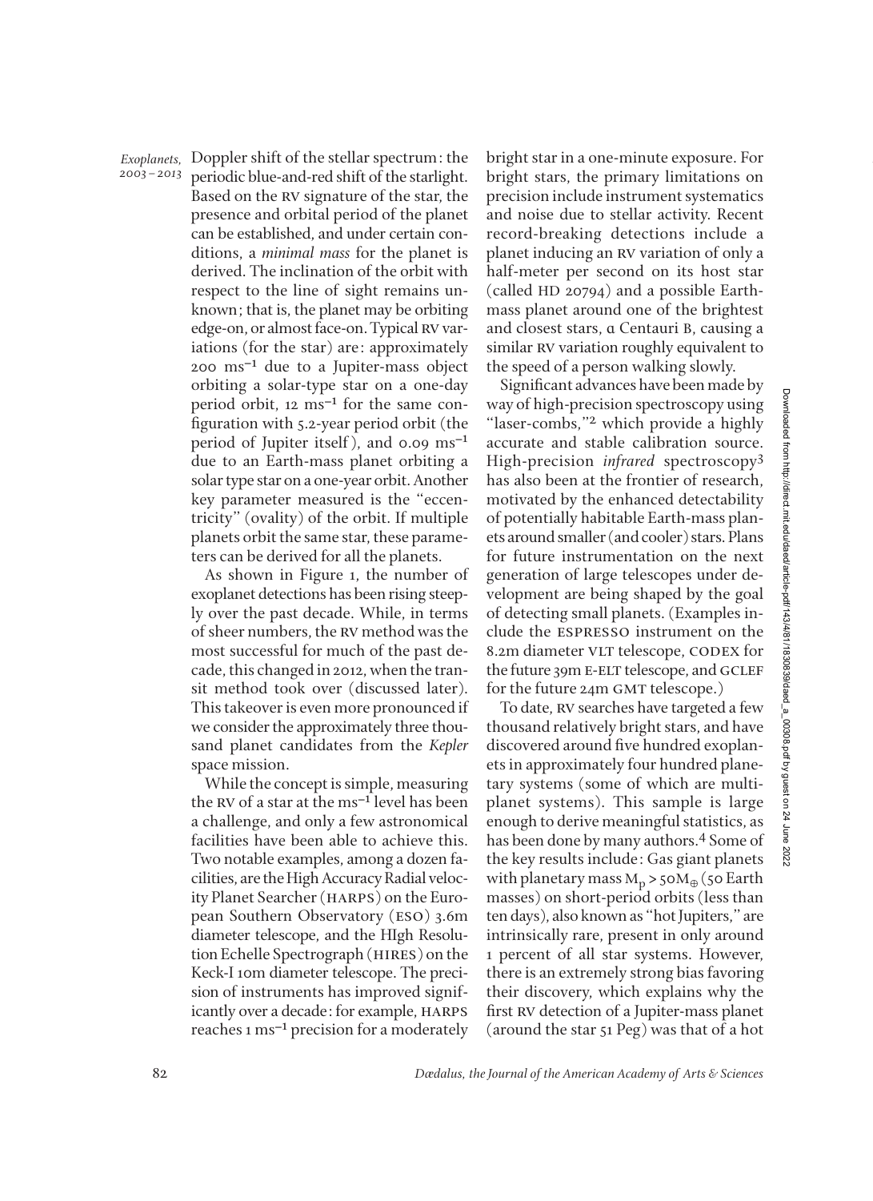Doppler shift of the stellar spectrum: the periodic blue-and-red shift of the starlight. Based on the RV signature of the star, the presence and orbital period of the planet can be established, and under certain conditions, a *minimal mass* for the planet is derived. The inclination of the orbit with respect to the line of sight remains unknown; that is, the planet may be orbiting edge-on, or almost face-on. Typical RV variations (for the star) are: approximately 200 $ms^{-1}$ due to a Jupiter-mass object orbiting a solar-type star on a one-day period orbit, 12 $ms^{-1}$ for the same configuration with 5.2-year period orbit (the period of Jupiter itself), and 0.09 $ms^{-1}$ due to an Earth-mass planet orbiting a solar type star on a one-year orbit. Another key parameter measured is the "eccentricity" (ovality) of the orbit. If multiple planets orbit the same star, these parameters can be derived for all the planets.

As shown in Figure 1, the number of exoplanet detections has been rising steeply over the past decade. While, in terms of sheer numbers, the RV method was the most successful for much of the past decade, this changed in 2012, when the transit method took over (discussed later). This takeover is even more pronounced if we consider the approximately three thousand planet candidates from the *Kepler* space mission.

While the concept is simple, measuring the RV of a star at the $ms^{-1}$ level has been a challenge, and only a few astronomical facilities have been able to achieve this. Two notable examples, among a dozen facilities, are the High Accuracy Radial velocity Planet Searcher (HARPS) on the European Southern Observatory (ESO) 3.6m diameter telescope, and the HIgh Resolution Echelle Spectrograph (HIRES) on the Keck-I 10m diameter telescope. The precision of instruments has improved significantly over a decade: for example, HARPS reaches 1 $ms^{-1}$ precision for a moderately bright star in a one-minute exposure. For bright stars, the primary limitations on precision include instrument systematics and noise due to stellar activity. Recent record-breaking detections include a planet inducing an RV variation of only a half-meter per second on its host star (called HD 20794) and a possible Earth-mass planet around one of the brightest and closest stars, α Centauri B, causing a similar RV variation roughly equivalent to the speed of a person walking slowly.

Significant advances have been made by way of high-precision spectroscopy using "laser-combs,"[2] which provide a highly accurate and stable calibration source. High-precision *infrared* spectroscopy[3] has also been at the frontier of research, motivated by the enhanced detectability of potentially habitable Earth-mass planets around smaller (and cooler) stars. Plans for future instrumentation on the next generation of large telescopes under development are being shaped by the goal of detecting small planets. (Examples include the ESPRESSO instrument on the 8.2m diameter VLT telescope, CODEX for the future 39m E-ELT telescope, and GCLEF for the future 24m GMT telescope.)

To date, RV searches have targeted a few thousand relatively bright stars, and have discovered around five hundred exoplanets in approximately four hundred planetary systems (some of which are multi-planet systems). This sample is large enough to derive meaningful statistics, as has been done by many authors.[4] Some of the key results include: Gas giant planets with planetary mass $M_p > 50M_\oplus$ (50 Earth masses) on short-period orbits (less than ten days), also known as "hot Jupiters," are intrinsically rare, present in only around 1 percent of all star systems. However, there is an extremely strong bias favoring their discovery, which explains why the first RV detection of a Jupiter-mass planet (around the star 51 Peg) was that of a hot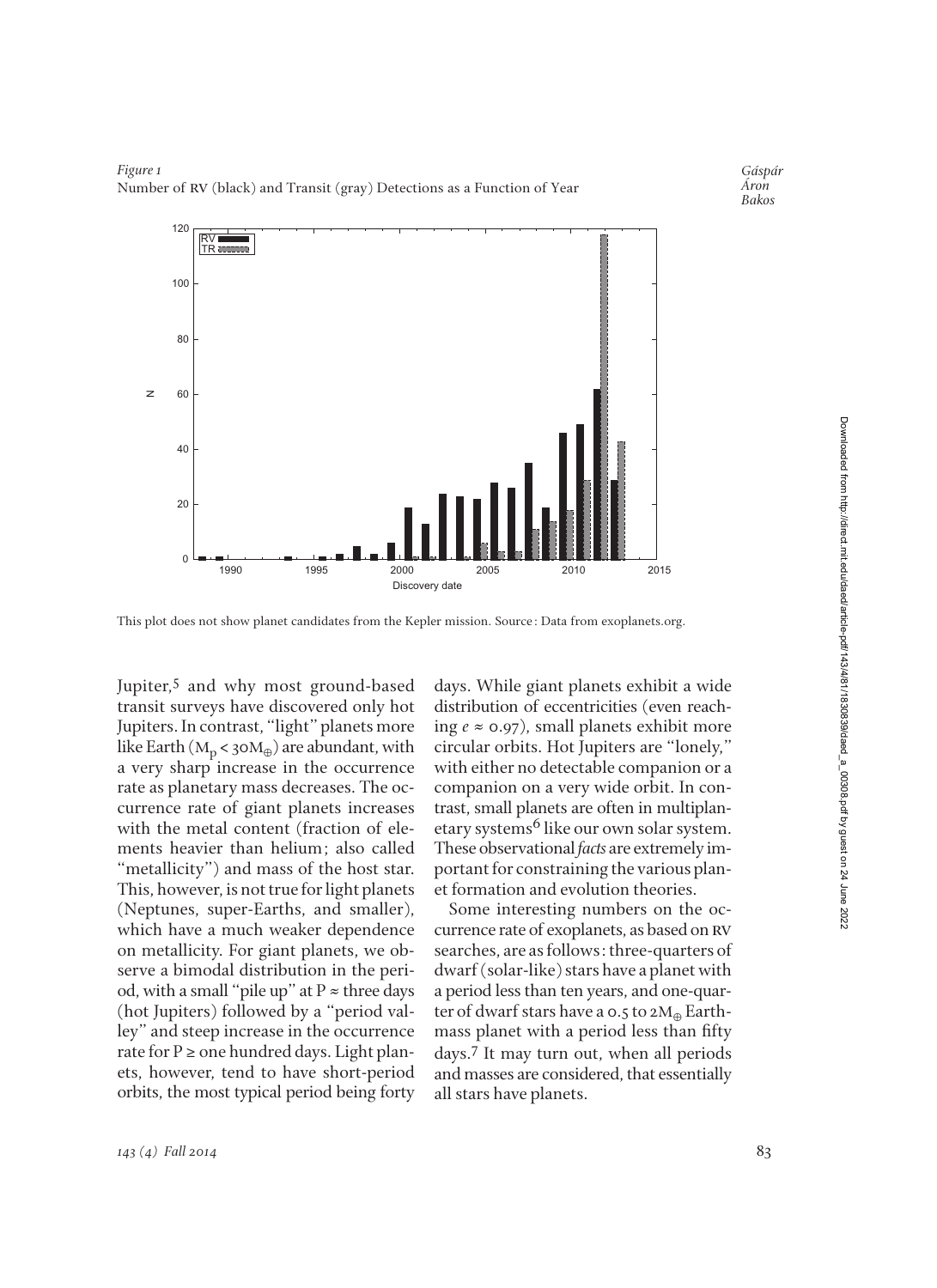Figure 1
Number of RV (black) and Transit (gray) Detections as a Function of Year

This plot does not show planet candidates from the Kepler mission. Source: Data from exoplanets.org.

Jupiter,[5] and why most ground-based transit surveys have discovered only hot Jupiters. In contrast, "light" planets more like Earth ($M_p < 30M_\oplus$) are abundant, with a very sharp increase in the occurrence rate as planetary mass decreases. The occurrence rate of giant planets increases with the metal content (fraction of elements heavier than helium; also called "metallicity") and mass of the host star. This, however, is not true for light planets (Neptunes, super-Earths, and smaller), which have a much weaker dependence on metallicity. For giant planets, we observe a bimodal distribution in the period, with a small "pile up" at $P \approx$ three days (hot Jupiters) followed by a "period valley" and steep increase in the occurrence rate for $P \geq$ one hundred days. Light planets, however, tend to have short-period orbits, the most typical period being forty days. While giant planets exhibit a wide distribution of eccentricities (even reaching $e \approx 0.97$), small planets exhibit more circular orbits. Hot Jupiters are "lonely," with either no detectable companion or a companion on a very wide orbit. In contrast, small planets are often in multiplanetary systems[6] like our own solar system. These observational *facts* are extremely important for constraining the various planet formation and evolution theories.

Some interesting numbers on the occurrence rate of exoplanets, as based on RV searches, are as follows: three-quarters of dwarf (solar-like) stars have a planet with a period less than ten years, and one-quarter of dwarf stars have a 0.5 to $2M_\oplus$ Earth-mass planet with a period less than fifty days.[7] It may turn out, when all periods and masses are considered, that essentially all stars have planets.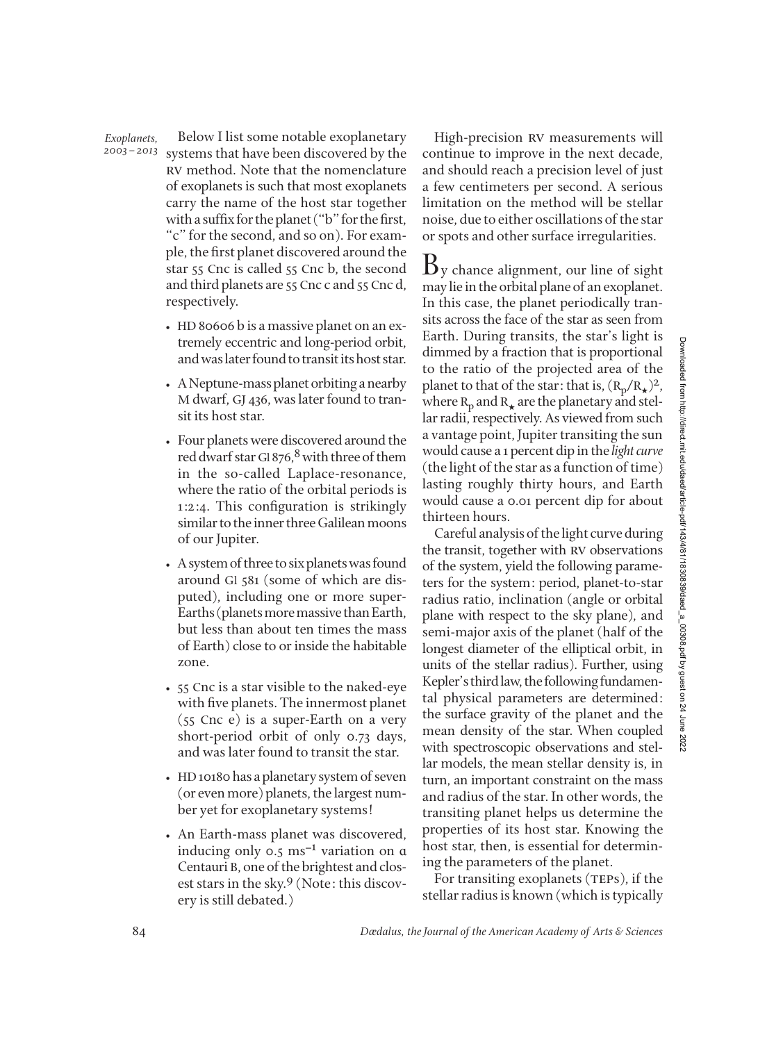Below I list some notable exoplanetary systems that have been discovered by the RV method. Note that the nomenclature of exoplanets is such that most exoplanets carry the name of the host star together with a suffix for the planet ("b" for the first, "c" for the second, and so on). For example, the first planet discovered around the star 55 Cnc is called 55 Cnc b, the second and third planets are 55 Cnc c and 55 Cnc d, respectively.

- HD 80606 b is a massive planet on an extremely eccentric and long-period orbit, and was later found to transit its host star.
- A Neptune-mass planet orbiting a nearby M dwarf, GJ 436, was later found to transit its host star.
- Four planets were discovered around the red dwarf star Gl 876,[8] with three of them in the so-called Laplace-resonance, where the ratio of the orbital periods is 1:2:4. This configuration is strikingly similar to the inner three Galilean moons of our Jupiter.
- A system of three to six planets was found around Gl 581 (some of which are disputed), including one or more super-Earths (planets more massive than Earth, but less than about ten times the mass of Earth) close to or inside the habitable zone.
- 55 Cnc is a star visible to the naked-eye with five planets. The innermost planet (55 Cnc e) is a super-Earth on a very short-period orbit of only 0.73 days, and was later found to transit the star.
- HD 10180 has a planetary system of seven (or even more) planets, the largest number yet for exoplanetary systems!
- An Earth-mass planet was discovered, inducing only 0.5 $ms^{-1}$ variation on α Centauri B, one of the brightest and closest stars in the sky.[9] (Note: this discovery is still debated.)

High-precision RV measurements will continue to improve in the next decade, and should reach a precision level of just a few centimeters per second. A serious limitation on the method will be stellar noise, due to either oscillations of the star or spots and other surface irregularities.

By chance alignment, our line of sight may lie in the orbital plane of an exoplanet. In this case, the planet periodically transits across the face of the star as seen from Earth. During transits, the star's light is dimmed by a fraction that is proportional to the ratio of the projected area of the planet to that of the star: that is, $(R_p/R_\star)^2$, where $R_p$ and $R_\star$ are the planetary and stellar radii, respectively. As viewed from such a vantage point, Jupiter transiting the sun would cause a 1 percent dip in the *light curve* (the light of the star as a function of time) lasting roughly thirty hours, and Earth would cause a 0.01 percent dip for about thirteen hours.

Careful analysis of the light curve during the transit, together with RV observations of the system, yield the following parameters for the system: period, planet-to-star radius ratio, inclination (angle or orbital plane with respect to the sky plane), and semi-major axis of the planet (half of the longest diameter of the elliptical orbit, in units of the stellar radius). Further, using Kepler's third law, the following fundamental physical parameters are determined: the surface gravity of the planet and the mean density of the star. When coupled with spectroscopic observations and stellar models, the mean stellar density is, in turn, an important constraint on the mass and radius of the star. In other words, the transiting planet helps us determine the properties of its host star. Knowing the host star, then, is essential for determining the parameters of the planet.

For transiting exoplanets (TEPs), if the stellar radius is known (which is typically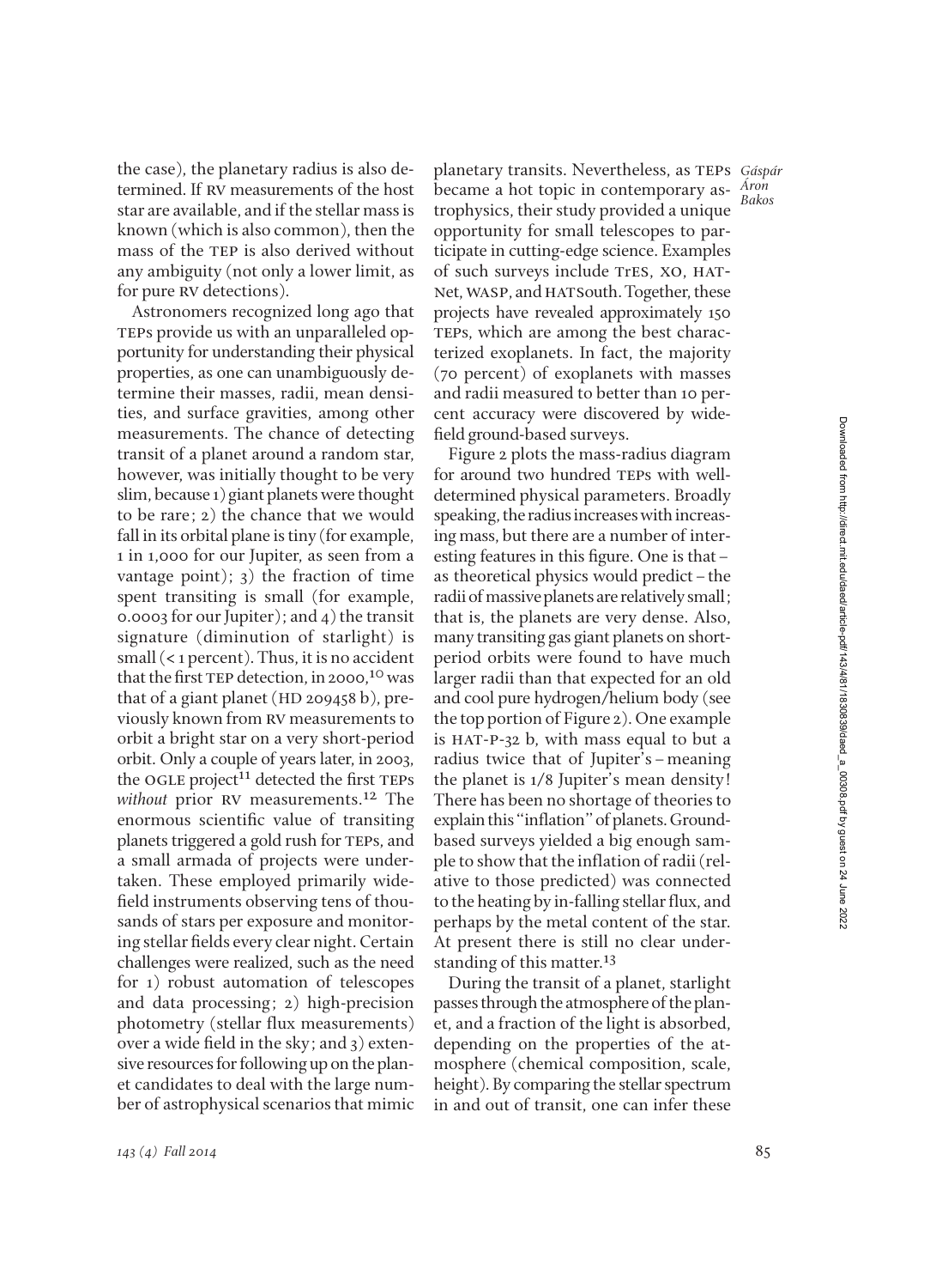the case), the planetary radius is also determined. If RV measurements of the host star are available, and if the stellar mass is known (which is also common), then the mass of the TEP is also derived without any ambiguity (not only a lower limit, as for pure RV detections).

Astronomers recognized long ago that TEPs provide us with an unparalleled opportunity for understanding their physical properties, as one can unambiguously determine their masses, radii, mean densities, and surface gravities, among other measurements. The chance of detecting transit of a planet around a random star, however, was initially thought to be very slim, because 1) giant planets were thought to be rare; 2) the chance that we would fall in its orbital plane is tiny (for example, 1 in 1,000 for our Jupiter, as seen from a vantage point); 3) the fraction of time spent transiting is small (for example, 0.0003 for our Jupiter); and 4) the transit signature (diminution of starlight) is small (< 1 percent). Thus, it is no accident that the first TEP detection, in 2000,[10] was that of a giant planet (HD 209458 b), previously known from RV measurements to orbit a bright star on a very short-period orbit. Only a couple of years later, in 2003, the OGLE project[11] detected the first TEPs *without* prior RV measurements.[12] The enormous scientific value of transiting planets triggered a gold rush for TEPs, and a small armada of projects were undertaken. These employed primarily wide-field instruments observing tens of thousands of stars per exposure and monitoring stellar fields every clear night. Certain challenges were realized, such as the need for 1) robust automation of telescopes and data processing; 2) high-precision photometry (stellar flux measurements) over a wide field in the sky; and 3) extensive resources for following up on the planet candidates to deal with the large number of astrophysical scenarios that mimic planetary transits. Nevertheless, as TEPs became a hot topic in contemporary astrophysics, their study provided a unique opportunity for small telescopes to participate in cutting-edge science. Examples of such surveys include TrES, XO, HATNet, WASP, and HATSouth. Together, these projects have revealed approximately 150 TEPs, which are among the best characterized exoplanets. In fact, the majority (70 percent) of exoplanets with masses and radii measured to better than 10 percent accuracy were discovered by wide-field ground-based surveys.

Figure 2 plots the mass-radius diagram for around two hundred TEPs with well-determined physical parameters. Broadly speaking, the radius increases with increasing mass, but there are a number of interesting features in this figure. One is that – as theoretical physics would predict – the radii of massive planets are relatively small; that is, the planets are very dense. Also, many transiting gas giant planets on short-period orbits were found to have much larger radii than that expected for an old and cool pure hydrogen/helium body (see the top portion of Figure 2). One example is HAT-P-32 b, with mass equal to but a radius twice that of Jupiter's – meaning the planet is 1/8 Jupiter's mean density! There has been no shortage of theories to explain this "inflation" of planets. Ground-based surveys yielded a big enough sample to show that the inflation of radii (relative to those predicted) was connected to the heating by in-falling stellar flux, and perhaps by the metal content of the star. At present there is still no clear understanding of this matter.[13]

During the transit of a planet, starlight passes through the atmosphere of the planet, and a fraction of the light is absorbed, depending on the properties of the atmosphere (chemical composition, scale, height). By comparing the stellar spectrum in and out of transit, one can infer these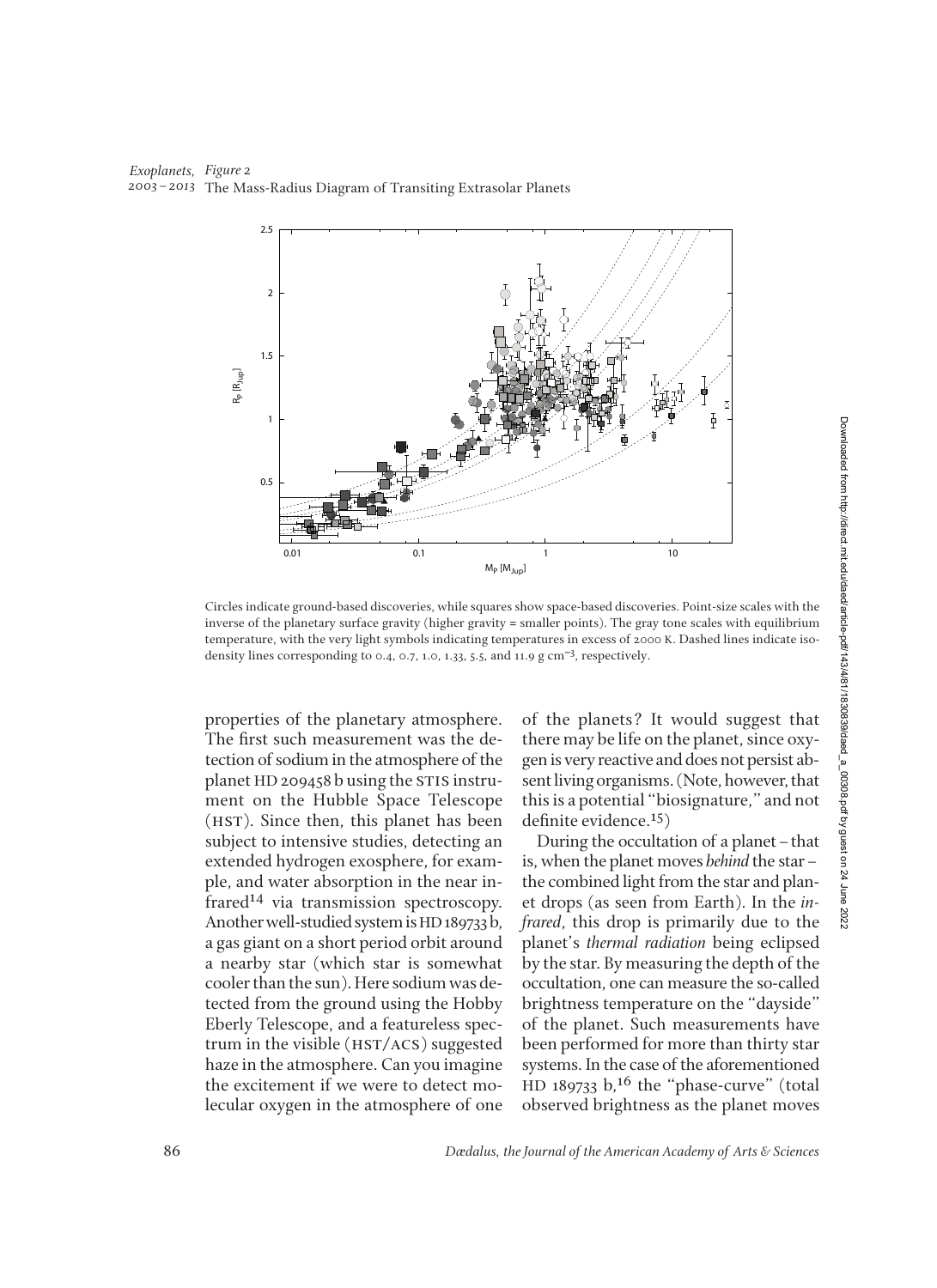*Figure 2*
The Mass-Radius Diagram of Transiting Extrasolar Planets

Circles indicate ground-based discoveries, while squares show space-based discoveries. Point-size scales with the inverse of the planetary surface gravity (higher gravity = smaller points). The gray tone scales with equilibrium temperature, with the very light symbols indicating temperatures in excess of 2000 K. Dashed lines indicate isodensity lines corresponding to 0.4, 0.7, 1.0, 1.33, 5.5, and 11.9 g cm$^{-3}$, respectively.

properties of the planetary atmosphere. The first such measurement was the detection of sodium in the atmosphere of the planet HD 209458 b using the STIS instrument on the Hubble Space Telescope (HST). Since then, this planet has been subject to intensive studies, detecting an extended hydrogen exosphere, for example, and water absorption in the near infrared[14] via transmission spectroscopy. Another well-studied system is HD 189733 b, a gas giant on a short period orbit around a nearby star (which star is somewhat cooler than the sun). Here sodium was detected from the ground using the Hobby Eberly Telescope, and a featureless spectrum in the visible (HST/ACS) suggested haze in the atmosphere. Can you imagine the excitement if we were to detect molecular oxygen in the atmosphere of one of the planets? It would suggest that there may be life on the planet, since oxygen is very reactive and does not persist absent living organisms. (Note, however, that this is a potential "biosignature," and not definite evidence.[15])

During the occultation of a planet – that is, when the planet moves *behind* the star – the combined light from the star and planet drops (as seen from Earth). In the *infrared*, this drop is primarily due to the planet's *thermal radiation* being eclipsed by the star. By measuring the depth of the occultation, one can measure the so-called brightness temperature on the "dayside" of the planet. Such measurements have been performed for more than thirty star systems. In the case of the aforementioned HD 189733 b,[16] the "phase-curve" (total observed brightness as the planet moves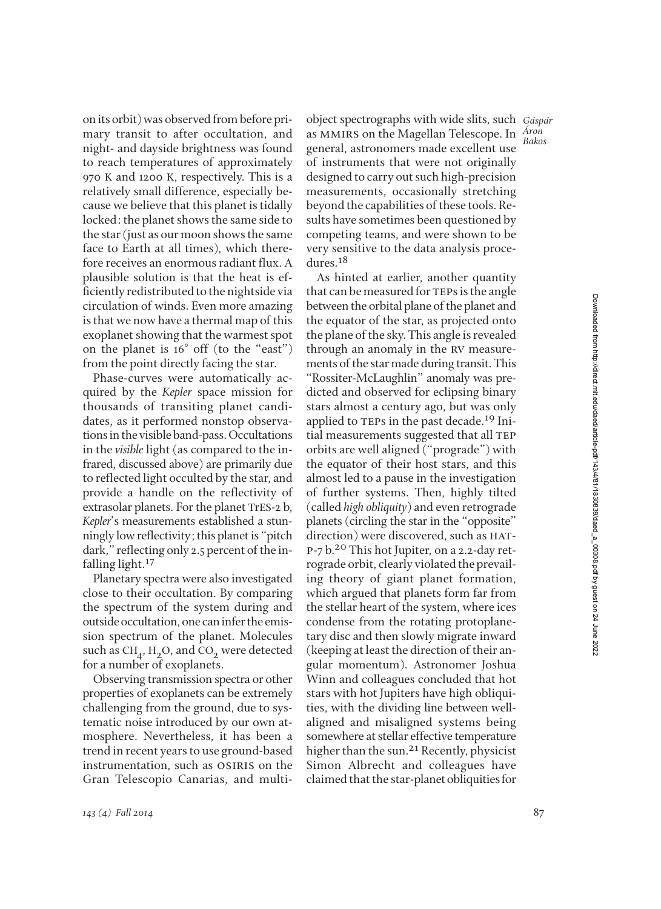on its orbit) was observed from before primary transit to after occultation, and night- and dayside brightness was found to reach temperatures of approximately 970 K and 1200 K, respectively. This is a relatively small difference, especially because we believe that this planet is tidally locked: the planet shows the same side to the star (just as our moon shows the same face to Earth at all times), which therefore receives an enormous radiant flux. A plausible solution is that the heat is efficiently redistributed to the nightside via circulation of winds. Even more amazing is that we now have a thermal map of this exoplanet showing that the warmest spot on the planet is 16° off (to the "east") from the point directly facing the star.

Phase-curves were automatically acquired by the *Kepler* space mission for thousands of transiting planet candidates, as it performed nonstop observations in the visible band-pass. Occultations in the *visible* light (as compared to the infrared, discussed above) are primarily due to reflected light occulted by the star, and provide a handle on the reflectivity of extrasolar planets. For the planet TrES-2 b, *Kepler*'s measurements established a stunningly low reflectivity; this planet is "pitch dark," reflecting only 2.5 percent of the infalling light.[17]

Planetary spectra were also investigated close to their occultation. By comparing the spectrum of the system during and outside occultation, one can infer the emission spectrum of the planet. Molecules such as $CH_4$, $H_2O$, and $CO_2$ were detected for a number of exoplanets.

Observing transmission spectra or other properties of exoplanets can be extremely challenging from the ground, due to systematic noise introduced by our own atmosphere. Nevertheless, it has been a trend in recent years to use ground-based instrumentation, such as OSIRIS on the Gran Telescopio Canarias, and multi-object spectrographs with wide slits, such as MMIRS on the Magellan Telescope. In general, astronomers made excellent use of instruments that were not originally designed to carry out such high-precision measurements, occasionally stretching beyond the capabilities of these tools. Results have sometimes been questioned by competing teams, and were shown to be very sensitive to the data analysis procedures.[18]

As hinted at earlier, another quantity that can be measured for TEPs is the angle between the orbital plane of the planet and the equator of the star, as projected onto the plane of the sky. This angle is revealed through an anomaly in the RV measurements of the star made during transit. This "Rossiter-McLaughlin" anomaly was predicted and observed for eclipsing binary stars almost a century ago, but was only applied to TEPs in the past decade.[19] Initial measurements suggested that all TEP orbits are well aligned ("prograde") with the equator of their host stars, and this almost led to a pause in the investigation of further systems. Then, highly tilted (called *high obliquity*) and even retrograde planets (circling the star in the "opposite" direction) were discovered, such as HAT-P-7 b.[20] This hot Jupiter, on a 2.2-day retrograde orbit, clearly violated the prevailing theory of giant planet formation, which argued that planets form far from the stellar heart of the system, where ices condense from the rotating protoplanetary disc and then slowly migrate inward (keeping at least the direction of their angular momentum). Astronomer Joshua Winn and colleagues concluded that hot stars with hot Jupiters have high obliquities, with the dividing line between well-aligned and misaligned systems being somewhere at stellar effective temperature higher than the sun.[21] Recently, physicist Simon Albrecht and colleagues have claimed that the star-planet obliquities for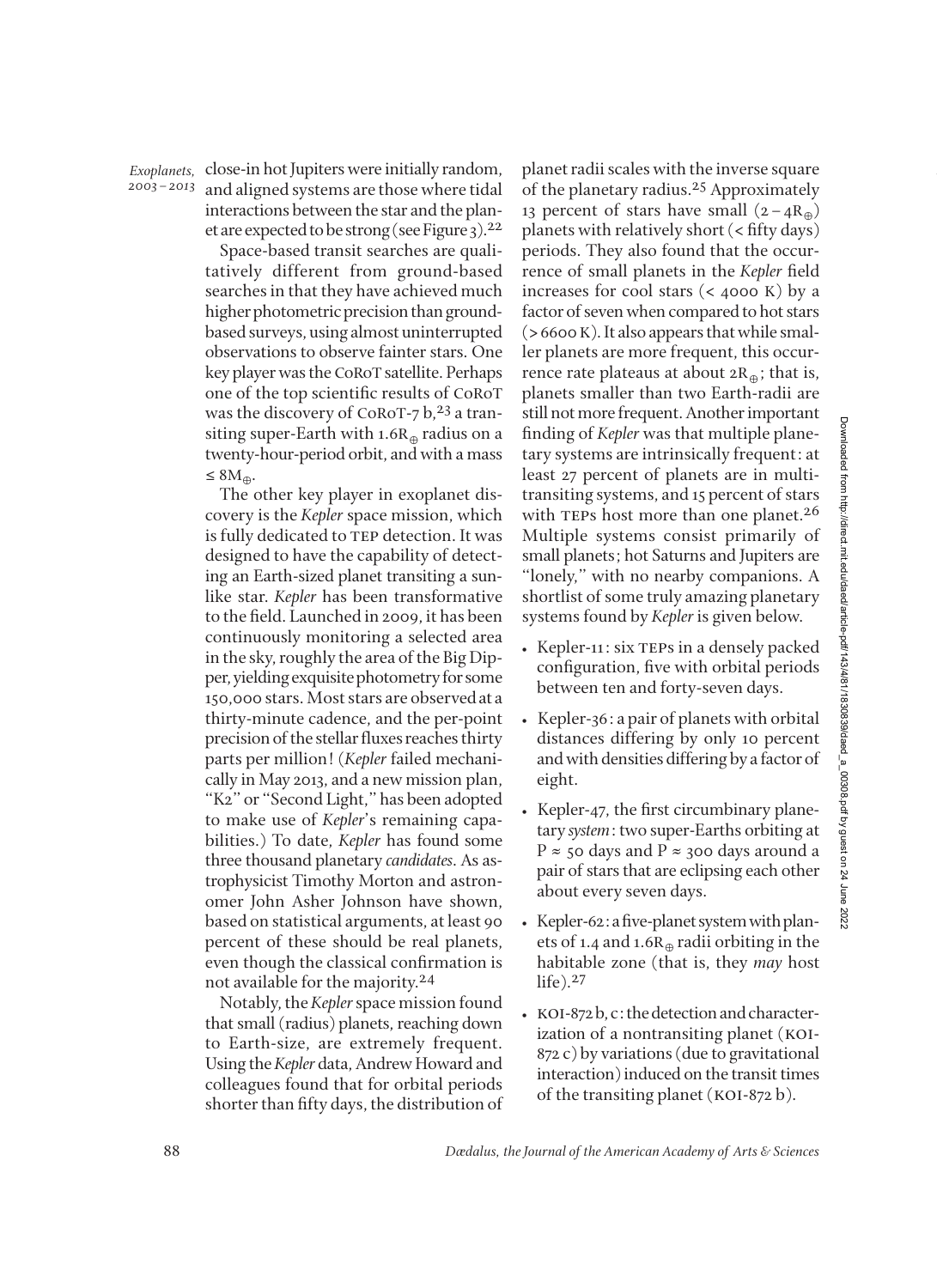close-in hot Jupiters were initially random, and aligned systems are those where tidal interactions between the star and the planet are expected to be strong (see Figure 3).[22]

Space-based transit searches are qualitatively different from ground-based searches in that they have achieved much higher photometric precision than ground-based surveys, using almost uninterrupted observations to observe fainter stars. One key player was the CoRoT satellite. Perhaps one of the top scientific results of CoRoT was the discovery of CoRoT-7 b,[23] a transiting super-Earth with $1.6R_{\oplus}$ radius on a twenty-hour-period orbit, and with a mass $\leq 8M_{\oplus}$.

The other key player in exoplanet discovery is the *Kepler* space mission, which is fully dedicated to TEP detection. It was designed to have the capability of detecting an Earth-sized planet transiting a sunlike star. *Kepler* has been transformative to the field. Launched in 2009, it has been continuously monitoring a selected area in the sky, roughly the area of the Big Dipper, yielding exquisite photometry for some 150,000 stars. Most stars are observed at a thirty-minute cadence, and the per-point precision of the stellar fluxes reaches thirty parts per million! (*Kepler* failed mechanically in May 2013, and a new mission plan, "K2" or "Second Light," has been adopted to make use of *Kepler*'s remaining capabilities.) To date, *Kepler* has found some three thousand planetary *candidates*. As astrophysicist Timothy Morton and astronomer John Asher Johnson have shown, based on statistical arguments, at least 90 percent of these should be real planets, even though the classical confirmation is not available for the majority.[24]

Notably, the *Kepler* space mission found that small (radius) planets, reaching down to Earth-size, are extremely frequent. Using the *Kepler* data, Andrew Howard and colleagues found that for orbital periods shorter than fifty days, the distribution of planet radii scales with the inverse square of the planetary radius.[25] Approximately 13 percent of stars have small ($2-4R_{\oplus}$) planets with relatively short (< fifty days) periods. They also found that the occurrence of small planets in the *Kepler* field increases for cool stars (< 4000 K) by a factor of seven when compared to hot stars (> 6600 K). It also appears that while smaller planets are more frequent, this occurrence rate plateaus at about $2R_{\oplus}$; that is, planets smaller than two Earth-radii are still not more frequent. Another important finding of *Kepler* was that multiple planetary systems are intrinsically frequent: at least 27 percent of planets are in multi-transiting systems, and 15 percent of stars with TEPs host more than one planet.[26] Multiple systems consist primarily of small planets; hot Saturns and Jupiters are "lonely," with no nearby companions. A shortlist of some truly amazing planetary systems found by *Kepler* is given below.

- Kepler-11: six TEPs in a densely packed configuration, five with orbital periods between ten and forty-seven days.
- Kepler-36: a pair of planets with orbital distances differing by only 10 percent and with densities differing by a factor of eight.
- Kepler-47, the first circumbinary planetary *system*: two super-Earths orbiting at $P \approx 50$ days and $P \approx 300$ days around a pair of stars that are eclipsing each other about every seven days.
- Kepler-62: a five-planet system with planets of 1.4 and $1.6R_{\oplus}$ radii orbiting in the habitable zone (that is, they *may* host life).[27]
- KOI-872 b, c: the detection and characterization of a nontransiting planet (KOI-872 c) by variations (due to gravitational interaction) induced on the transit times of the transiting planet (KOI-872 b).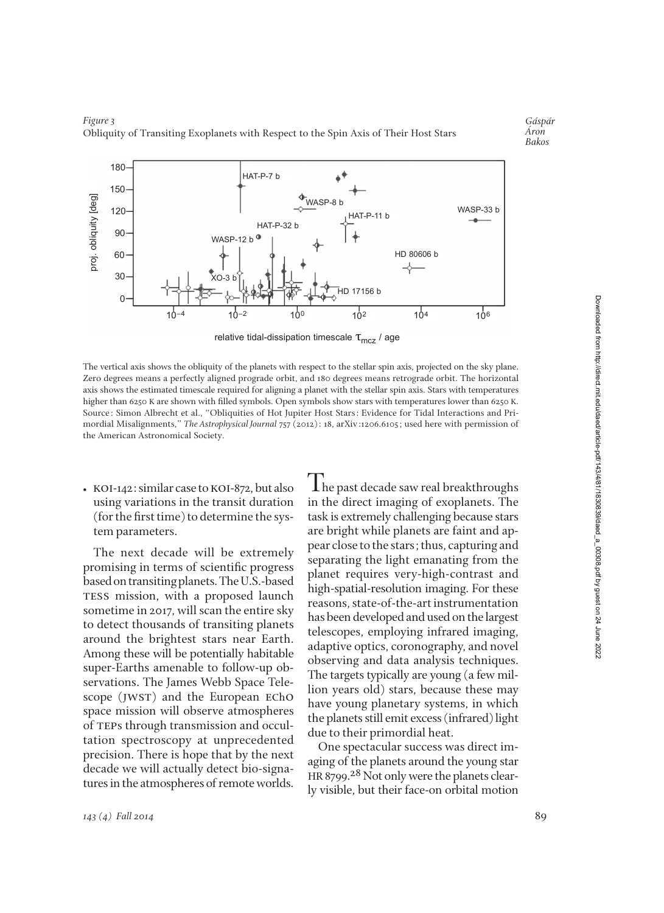*Figure 3*
Obliquity of Transiting Exoplanets with Respect to the Spin Axis of Their Host Stars

The vertical axis shows the obliquity of the planets with respect to the stellar spin axis, projected on the sky plane. Zero degrees means a perfectly aligned prograde orbit, and 180 degrees means retrograde orbit. The horizontal axis shows the estimated timescale required for aligning a planet with the stellar spin axis. Stars with temperatures higher than 6250 K are shown with filled symbols. Open symbols show stars with temperatures lower than 6250 K. Source: Simon Albrecht et al., "Obliquities of Hot Jupiter Host Stars: Evidence for Tidal Interactions and Primordial Misalignments," *The Astrophysical Journal* 757 (2012): 18, arXiv:1206.6105; used here with permission of the American Astronomical Society.

- KOI-142: similar case to KOI-872, but also using variations in the transit duration (for the first time) to determine the system parameters.

The next decade will be extremely promising in terms of scientific progress based on transiting planets. The U.S.-based TESS mission, with a proposed launch sometime in 2017, will scan the entire sky to detect thousands of transiting planets around the brightest stars near Earth. Among these will be potentially habitable super-Earths amenable to follow-up observations. The James Webb Space Telescope (JWST) and the European EChO space mission will observe atmospheres of TEPs through transmission and occultation spectroscopy at unprecedented precision. There is hope that by the next decade we will actually detect bio-signatures in the atmospheres of remote worlds.

The past decade saw real breakthroughs in the direct imaging of exoplanets. The task is extremely challenging because stars are bright while planets are faint and appear close to the stars; thus, capturing and separating the light emanating from the planet requires very-high-contrast and high-spatial-resolution imaging. For these reasons, state-of-the-art instrumentation has been developed and used on the largest telescopes, employing infrared imaging, adaptive optics, coronography, and novel observing and data analysis techniques. The targets typically are young (a few million years old) stars, because these may have young planetary systems, in which the planets still emit excess (infrared) light due to their primordial heat.

One spectacular success was direct imaging of the planets around the young star HR 8799.[28] Not only were the planets clearly visible, but their face-on orbital motion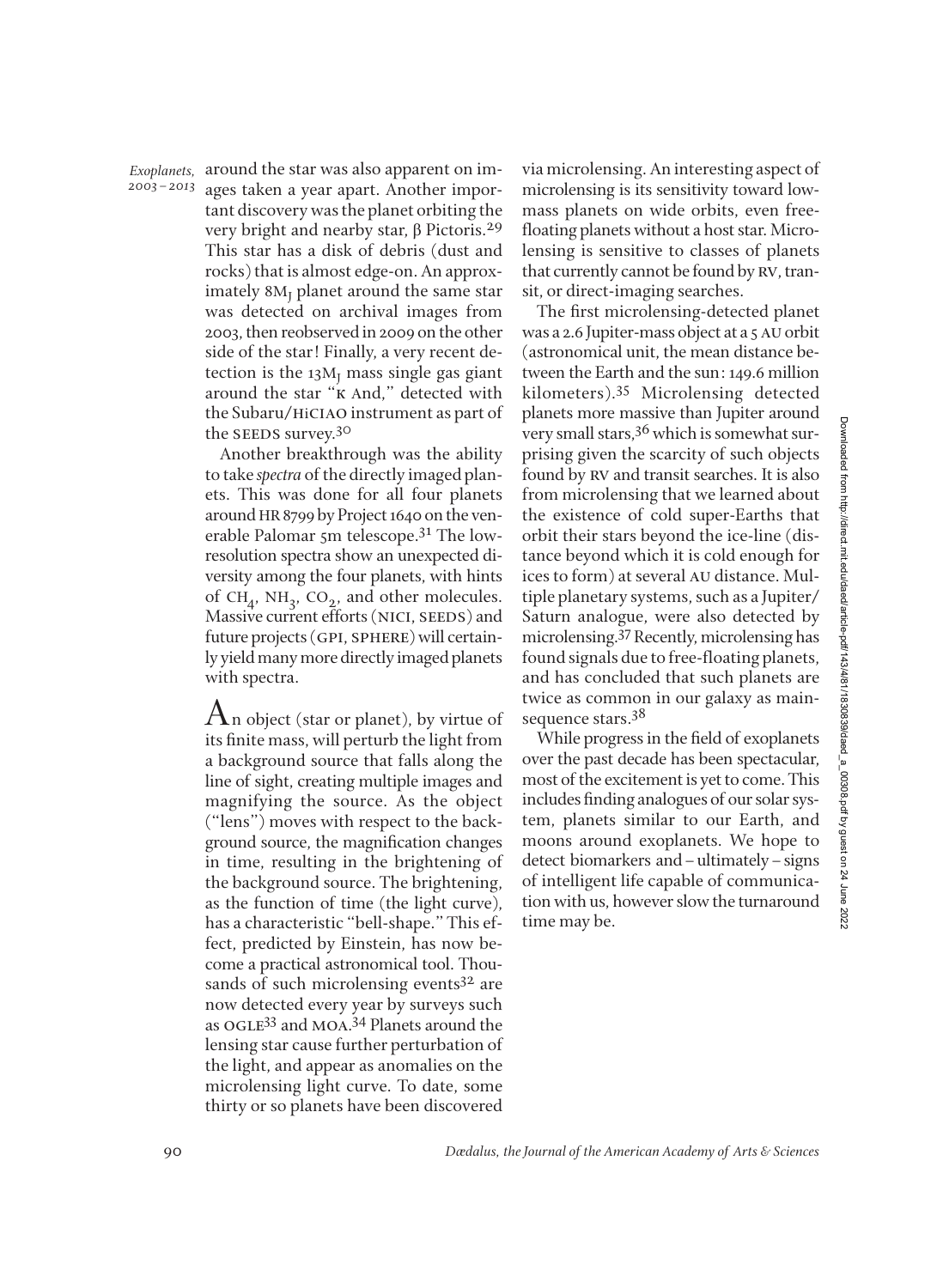around the star was also apparent on images taken a year apart. Another important discovery was the planet orbiting the very bright and nearby star, β Pictoris.[29] This star has a disk of debris (dust and rocks) that is almost edge-on. An approximately $8M_J$ planet around the same star was detected on archival images from 2003, then reobserved in 2009 on the other side of the star! Finally, a very recent detection is the $13M_J$ mass single gas giant around the star "κ And," detected with the Subaru/HiCIAO instrument as part of the SEEDS survey.[30]

Another breakthrough was the ability to take *spectra* of the directly imaged planets. This was done for all four planets around HR 8799 by Project 1640 on the venerable Palomar 5m telescope.[31] The low-resolution spectra show an unexpected diversity among the four planets, with hints of $CH_4$, $NH_3$, $CO_2$, and other molecules. Massive current efforts (NICI, SEEDS) and future projects (GPI, SPHERE) will certainly yield many more directly imaged planets with spectra.

An object (star or planet), by virtue of its finite mass, will perturb the light from a background source that falls along the line of sight, creating multiple images and magnifying the source. As the object ("lens") moves with respect to the background source, the magnification changes in time, resulting in the brightening of the background source. The brightening, as the function of time (the light curve), has a characteristic "bell-shape." This effect, predicted by Einstein, has now become a practical astronomical tool. Thousands of such microlensing events[32] are now detected every year by surveys such as OGLE[33] and MOA.[34] Planets around the lensing star cause further perturbation of the light, and appear as anomalies on the microlensing light curve. To date, some thirty or so planets have been discovered via microlensing. An interesting aspect of microlensing is its sensitivity toward low-mass planets on wide orbits, even free-floating planets without a host star. Microlensing is sensitive to classes of planets that currently cannot be found by RV, transit, or direct-imaging searches.

The first microlensing-detected planet was a 2.6 Jupiter-mass object at a 5 AU orbit (astronomical unit, the mean distance between the Earth and the sun: 149.6 million kilometers).[35] Microlensing detected planets more massive than Jupiter around very small stars,[36] which is somewhat surprising given the scarcity of such objects found by RV and transit searches. It is also from microlensing that we learned about the existence of cold super-Earths that orbit their stars beyond the ice-line (distance beyond which it is cold enough for ices to form) at several AU distance. Multiple planetary systems, such as a Jupiter/Saturn analogue, were also detected by microlensing.[37] Recently, microlensing has found signals due to free-floating planets, and has concluded that such planets are twice as common in our galaxy as main-sequence stars.[38]

While progress in the field of exoplanets over the past decade has been spectacular, most of the excitement is yet to come. This includes finding analogues of our solar system, planets similar to our Earth, and moons around exoplanets. We hope to detect biomarkers and – ultimately – signs of intelligent life capable of communication with us, however slow the turnaround time may be.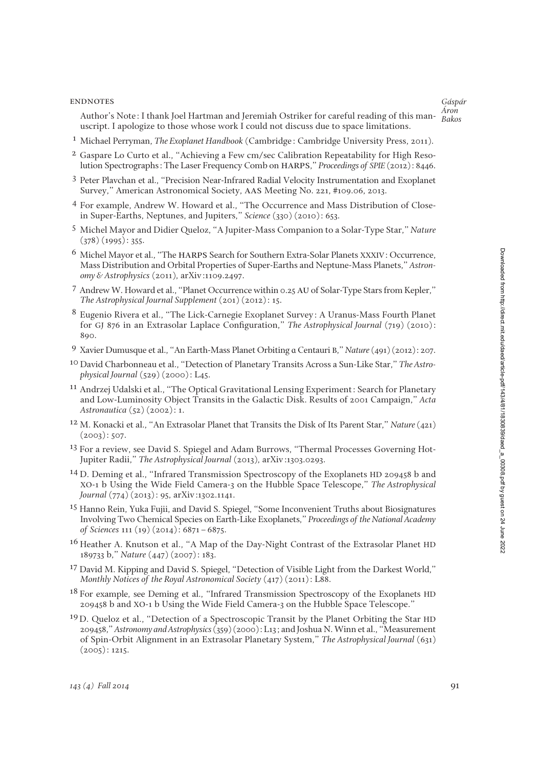## ENDNOTES

Author's Note: I thank Joel Hartman and Jeremiah Ostriker for careful reading of this manuscript. I apologize to those whose work I could not discuss due to space limitations.

1. Michael Perryman, *The Exoplanet Handbook* (Cambridge: Cambridge University Press, 2011).
2. Gaspare Lo Curto et al., "Achieving a Few cm/sec Calibration Repeatability for High Resolution Spectrographs: The Laser Frequency Comb on HARPS," *Proceedings of SPIE* (2012): 8446.
3. Peter Plavchan et al., "Precision Near-Infrared Radial Velocity Instrumentation and Exoplanet Survey," American Astronomical Society, AAS Meeting No. 221, #109.06, 2013.
4. For example, Andrew W. Howard et al., "The Occurrence and Mass Distribution of Close-in Super-Earths, Neptunes, and Jupiters," *Science* (330) (2010): 653.
5. Michel Mayor and Didier Queloz, "A Jupiter-Mass Companion to a Solar-Type Star," *Nature* (378) (1995): 355.
6. Michel Mayor et al., "The HARPS Search for Southern Extra-Solar Planets XXXIV: Occurrence, Mass Distribution and Orbital Properties of Super-Earths and Neptune-Mass Planets," *Astronomy & Astrophysics* (2011), arXiv:1109.2497.
7. Andrew W. Howard et al., "Planet Occurrence within 0.25 AU of Solar-Type Stars from Kepler," *The Astrophysical Journal Supplement* (201) (2012): 15.
8. Eugenio Rivera et al., "The Lick-Carnegie Exoplanet Survey: A Uranus-Mass Fourth Planet for GJ 876 in an Extrasolar Laplace Configuration," *The Astrophysical Journal* (719) (2010): 890.
9. Xavier Dumusque et al., "An Earth-Mass Planet Orbiting α Centauri B," *Nature* (491) (2012): 207.
10. David Charbonneau et al., "Detection of Planetary Transits Across a Sun-Like Star," *The Astrophysical Journal* (529) (2000): L45.
11. Andrzej Udalski et al., "The Optical Gravitational Lensing Experiment: Search for Planetary and Low-Luminosity Object Transits in the Galactic Disk. Results of 2001 Campaign," *Acta Astronautica* (52) (2002): 1.
12. M. Konacki et al., "An Extrasolar Planet that Transits the Disk of Its Parent Star," *Nature* (421) (2003): 507.
13. For a review, see David S. Spiegel and Adam Burrows, "Thermal Processes Governing Hot-Jupiter Radii," *The Astrophysical Journal* (2013), arXiv:1303.0293.
14. D. Deming et al., "Infrared Transmission Spectroscopy of the Exoplanets HD 209458 b and XO-1 b Using the Wide Field Camera-3 on the Hubble Space Telescope," *The Astrophysical Journal* (774) (2013): 95, arXiv:1302.1141.
15. Hanno Rein, Yuka Fujii, and David S. Spiegel, "Some Inconvenient Truths about Biosignatures Involving Two Chemical Species on Earth-Like Exoplanets," *Proceedings of the National Academy of Sciences* 111 (19) (2014): 6871–6875.
16. Heather A. Knutson et al., "A Map of the Day-Night Contrast of the Extrasolar Planet HD 189733 b," *Nature* (447) (2007): 183.
17. David M. Kipping and David S. Spiegel, "Detection of Visible Light from the Darkest World," *Monthly Notices of the Royal Astronomical Society* (417) (2011): L88.
18. For example, see Deming et al., "Infrared Transmission Spectroscopy of the Exoplanets HD 209458 b and XO-1 b Using the Wide Field Camera-3 on the Hubble Space Telescope."
19. D. Queloz et al., "Detection of a Spectroscopic Transit by the Planet Orbiting the Star HD 209458," *Astronomy and Astrophysics* (359) (2000): L13; and Joshua N. Winn et al., "Measurement of Spin-Orbit Alignment in an Extrasolar Planetary System," *The Astrophysical Journal* (631) (2005): 1215.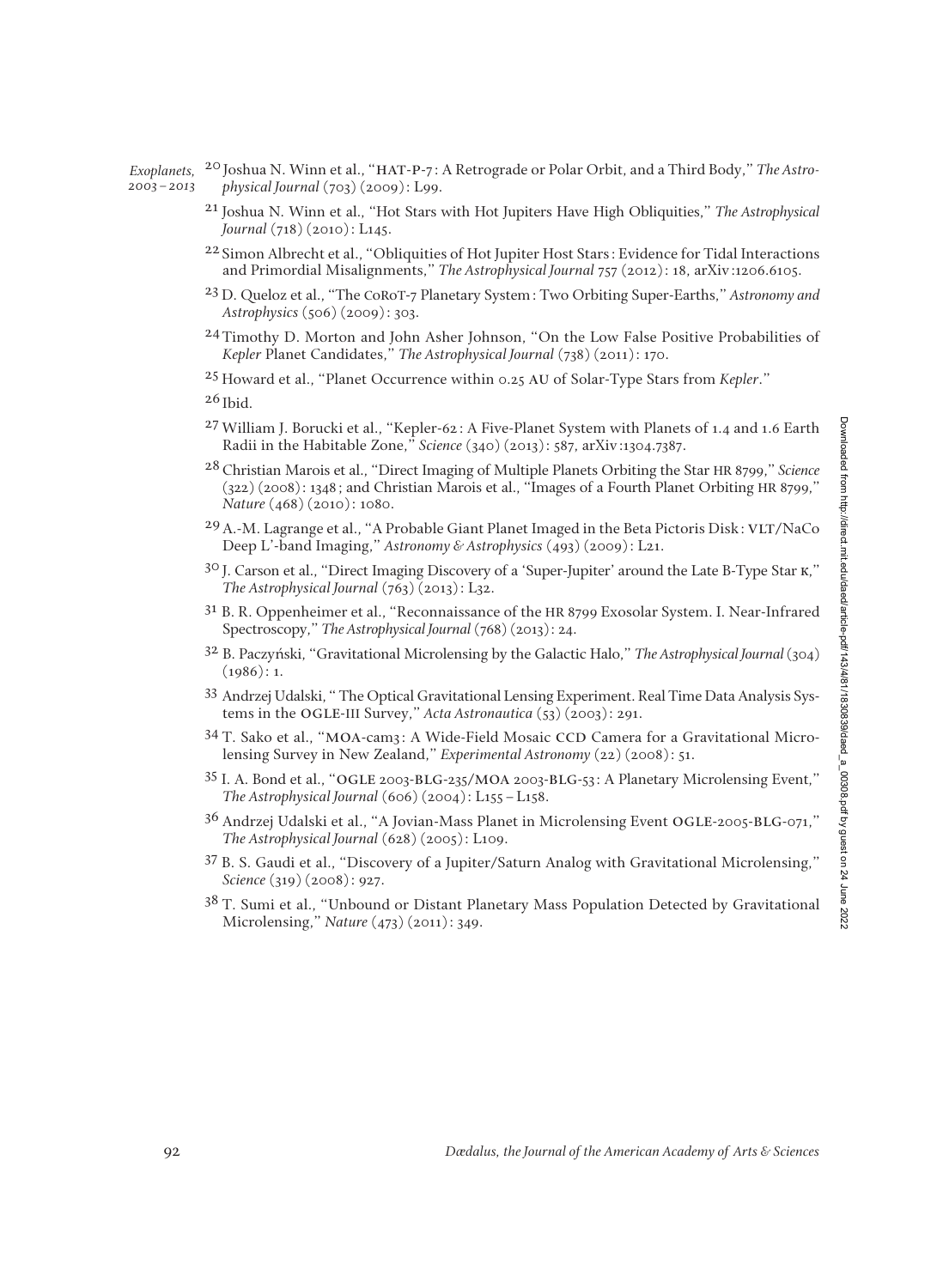[20] Joshua N. Winn et al., "HAT-P-7: A Retrograde or Polar Orbit, and a Third Body," *The Astrophysical Journal* (703) (2009): L99.

[21] Joshua N. Winn et al., "Hot Stars with Hot Jupiters Have High Obliquities," *The Astrophysical Journal* (718) (2010): L145.

[22] Simon Albrecht et al., "Obliquities of Hot Jupiter Host Stars: Evidence for Tidal Interactions and Primordial Misalignments," *The Astrophysical Journal* 757 (2012): 18, arXiv:1206.6105.

[23] D. Queloz et al., "The CoRoT-7 Planetary System: Two Orbiting Super-Earths," *Astronomy and Astrophysics* (506) (2009): 303.

[24] Timothy D. Morton and John Asher Johnson, "On the Low False Positive Probabilities of *Kepler* Planet Candidates," *The Astrophysical Journal* (738) (2011): 170.

[25] Howard et al., "Planet Occurrence within 0.25 AU of Solar-Type Stars from *Kepler*."

[26] Ibid.

[27] William J. Borucki et al., "Kepler-62: A Five-Planet System with Planets of 1.4 and 1.6 Earth Radii in the Habitable Zone," *Science* (340) (2013): 587, arXiv:1304.7387.

[28] Christian Marois et al., "Direct Imaging of Multiple Planets Orbiting the Star HR 8799," *Science* (322) (2008): 1348; and Christian Marois et al., "Images of a Fourth Planet Orbiting HR 8799," *Nature* (468) (2010): 1080.

[29] A.-M. Lagrange et al., "A Probable Giant Planet Imaged in the Beta Pictoris Disk: VLT/NaCo Deep L'-band Imaging," *Astronomy & Astrophysics* (493) (2009): L21.

[30] J. Carson et al., "Direct Imaging Discovery of a 'Super-Jupiter' around the Late B-Type Star κ," *The Astrophysical Journal* (763) (2013): L32.

[31] B. R. Oppenheimer et al., "Reconnaissance of the HR 8799 Exosolar System. I. Near-Infrared Spectroscopy," *The Astrophysical Journal* (768) (2013): 24.

[32] B. Paczyński, "Gravitational Microlensing by the Galactic Halo," *The Astrophysical Journal* (304) (1986): 1.

[33] Andrzej Udalski, "The Optical Gravitational Lensing Experiment. Real Time Data Analysis Systems in the OGLE-III Survey," *Acta Astronautica* (53) (2003): 291.

[34] T. Sako et al., "MOA-cam3: A Wide-Field Mosaic CCD Camera for a Gravitational Microlensing Survey in New Zealand," *Experimental Astronomy* (22) (2008): 51.

[35] I. A. Bond et al., "OGLE 2003-BLG-235/MOA 2003-BLG-53: A Planetary Microlensing Event," *The Astrophysical Journal* (606) (2004): L155–L158.

[36] Andrzej Udalski et al., "A Jovian-Mass Planet in Microlensing Event OGLE-2005-BLG-071," *The Astrophysical Journal* (628) (2005): L109.

[37] B. S. Gaudi et al., "Discovery of a Jupiter/Saturn Analog with Gravitational Microlensing," *Science* (319) (2008): 927.

[38] T. Sumi et al., "Unbound or Distant Planetary Mass Population Detected by Gravitational Microlensing," *Nature* (473) (2011): 349.